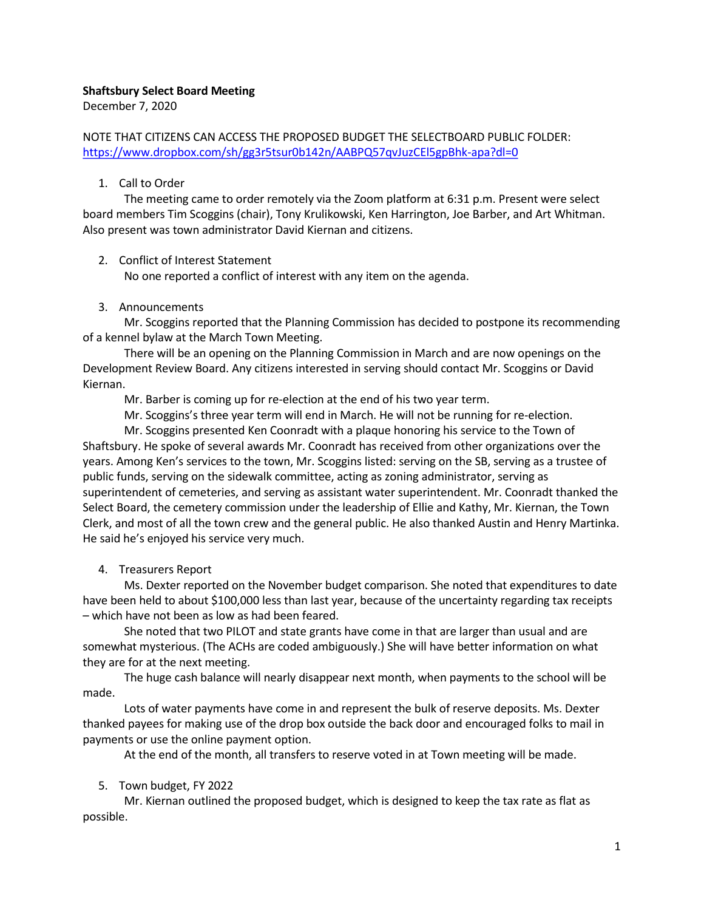**Shaftsbury Select Board Meeting**

December 7, 2020

NOTE THAT CITIZENS CAN ACCESS THE PROPOSED BUDGET THE SELECTBOARD PUBLIC FOLDER: https://www.dropbox.com/sh/gg3r5tsur0b142n/AABPQ57qvJuzCEl5gpBhk-apa?dl=0

1. Call to Order

   The meeting came to order remotely via the Zoom platform at 6:31 p.m. Present were select board members Tim Scoggins (chair), Tony Krulikowski, Ken Harrington, Joe Barber, and Art Whitman. Also present was town administrator David Kiernan and citizens.

2. Conflict of Interest Statement

   No one reported a conflict of interest with any item on the agenda.

3. Announcements

   Mr. Scoggins reported that the Planning Commission has decided to postpone its recommending of a kennel bylaw at the March Town Meeting.

   There will be an opening on the Planning Commission in March and are now openings on the Development Review Board. Any citizens interested in serving should contact Mr. Scoggins or David Kiernan.

   Mr. Barber is coming up for re-election at the end of his two year term.

   Mr. Scoggins's three year term will end in March. He will not be running for re-election.

   Mr. Scoggins presented Ken Coonradt with a plaque honoring his service to the Town of Shaftsbury. He spoke of several awards Mr. Coonradt has received from other organizations over the years. Among Ken's services to the town, Mr. Scoggins listed: serving on the SB, serving as a trustee of public funds, serving on the sidewalk committee, acting as zoning administrator, serving as superintendent of cemeteries, and serving as assistant water superintendent. Mr. Coonradt thanked the Select Board, the cemetery commission under the leadership of Ellie and Kathy, Mr. Kiernan, the Town Clerk, and most of all the town crew and the general public. He also thanked Austin and Henry Martinka. He said he's enjoyed his service very much.

4. Treasurers Report

   Ms. Dexter reported on the November budget comparison. She noted that expenditures to date have been held to about $100,000 less than last year, because of the uncertainty regarding tax receipts – which have not been as low as had been feared.

   She noted that two PILOT and state grants have come in that are larger than usual and are somewhat mysterious. (The ACHs are coded ambiguously.) She will have better information on what they are for at the next meeting.

   The huge cash balance will nearly disappear next month, when payments to the school will be made.

   Lots of water payments have come in and represent the bulk of reserve deposits. Ms. Dexter thanked payees for making use of the drop box outside the back door and encouraged folks to mail in payments or use the online payment option.

   At the end of the month, all transfers to reserve voted in at Town meeting will be made.

5. Town budget, FY 2022

   Mr. Kiernan outlined the proposed budget, which is designed to keep the tax rate as flat as possible.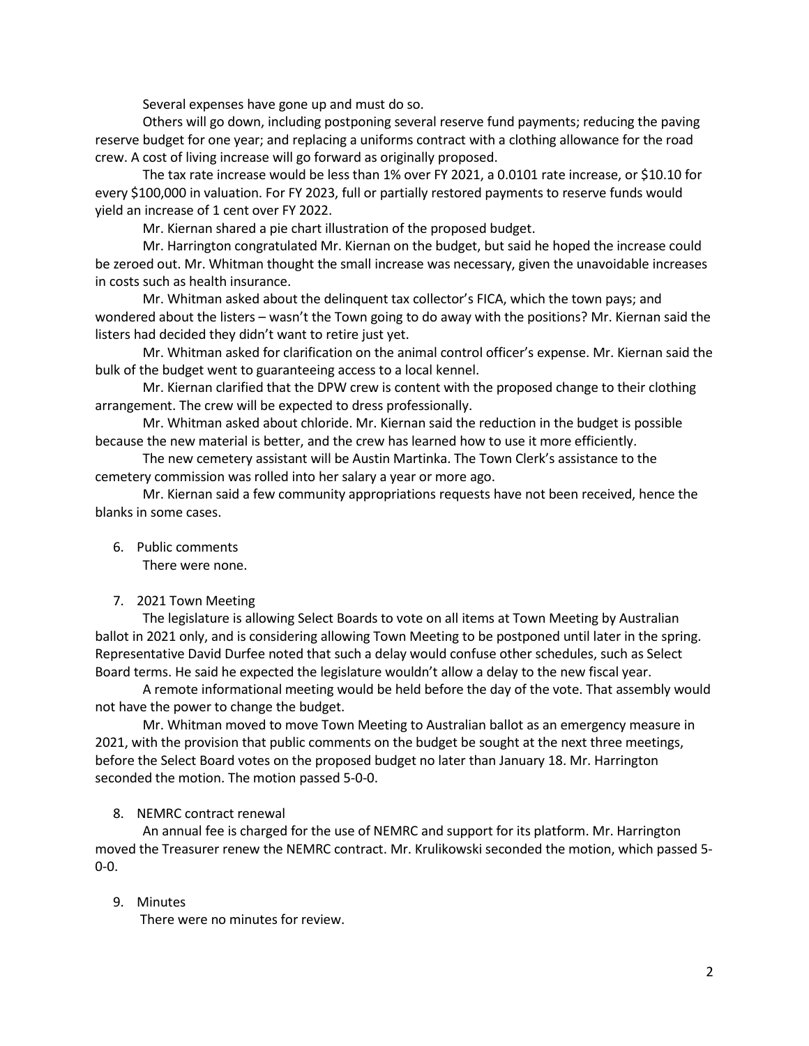Several expenses have gone up and must do so.

Others will go down, including postponing several reserve fund payments; reducing the paving reserve budget for one year; and replacing a uniforms contract with a clothing allowance for the road crew. A cost of living increase will go forward as originally proposed.

The tax rate increase would be less than 1% over FY 2021, a 0.0101 rate increase, or $10.10 for every $100,000 in valuation. For FY 2023, full or partially restored payments to reserve funds would yield an increase of 1 cent over FY 2022.

Mr. Kiernan shared a pie chart illustration of the proposed budget.

Mr. Harrington congratulated Mr. Kiernan on the budget, but said he hoped the increase could be zeroed out. Mr. Whitman thought the small increase was necessary, given the unavoidable increases in costs such as health insurance.

Mr. Whitman asked about the delinquent tax collector's FICA, which the town pays; and wondered about the listers – wasn't the Town going to do away with the positions? Mr. Kiernan said the listers had decided they didn't want to retire just yet.

Mr. Whitman asked for clarification on the animal control officer's expense. Mr. Kiernan said the bulk of the budget went to guaranteeing access to a local kennel.

Mr. Kiernan clarified that the DPW crew is content with the proposed change to their clothing arrangement. The crew will be expected to dress professionally.

Mr. Whitman asked about chloride. Mr. Kiernan said the reduction in the budget is possible because the new material is better, and the crew has learned how to use it more efficiently.

The new cemetery assistant will be Austin Martinka. The Town Clerk's assistance to the cemetery commission was rolled into her salary a year or more ago.

Mr. Kiernan said a few community appropriations requests have not been received, hence the blanks in some cases.

6. Public comments

   There were none.

7. 2021 Town Meeting

   The legislature is allowing Select Boards to vote on all items at Town Meeting by Australian ballot in 2021 only, and is considering allowing Town Meeting to be postponed until later in the spring. Representative David Durfee noted that such a delay would confuse other schedules, such as Select Board terms. He said he expected the legislature wouldn't allow a delay to the new fiscal year.

   A remote informational meeting would be held before the day of the vote. That assembly would not have the power to change the budget.

   Mr. Whitman moved to move Town Meeting to Australian ballot as an emergency measure in 2021, with the provision that public comments on the budget be sought at the next three meetings, before the Select Board votes on the proposed budget no later than January 18. Mr. Harrington seconded the motion. The motion passed 5-0-0.

8. NEMRC contract renewal

   An annual fee is charged for the use of NEMRC and support for its platform. Mr. Harrington moved the Treasurer renew the NEMRC contract. Mr. Krulikowski seconded the motion, which passed 5-0-0.

9. Minutes

   There were no minutes for review.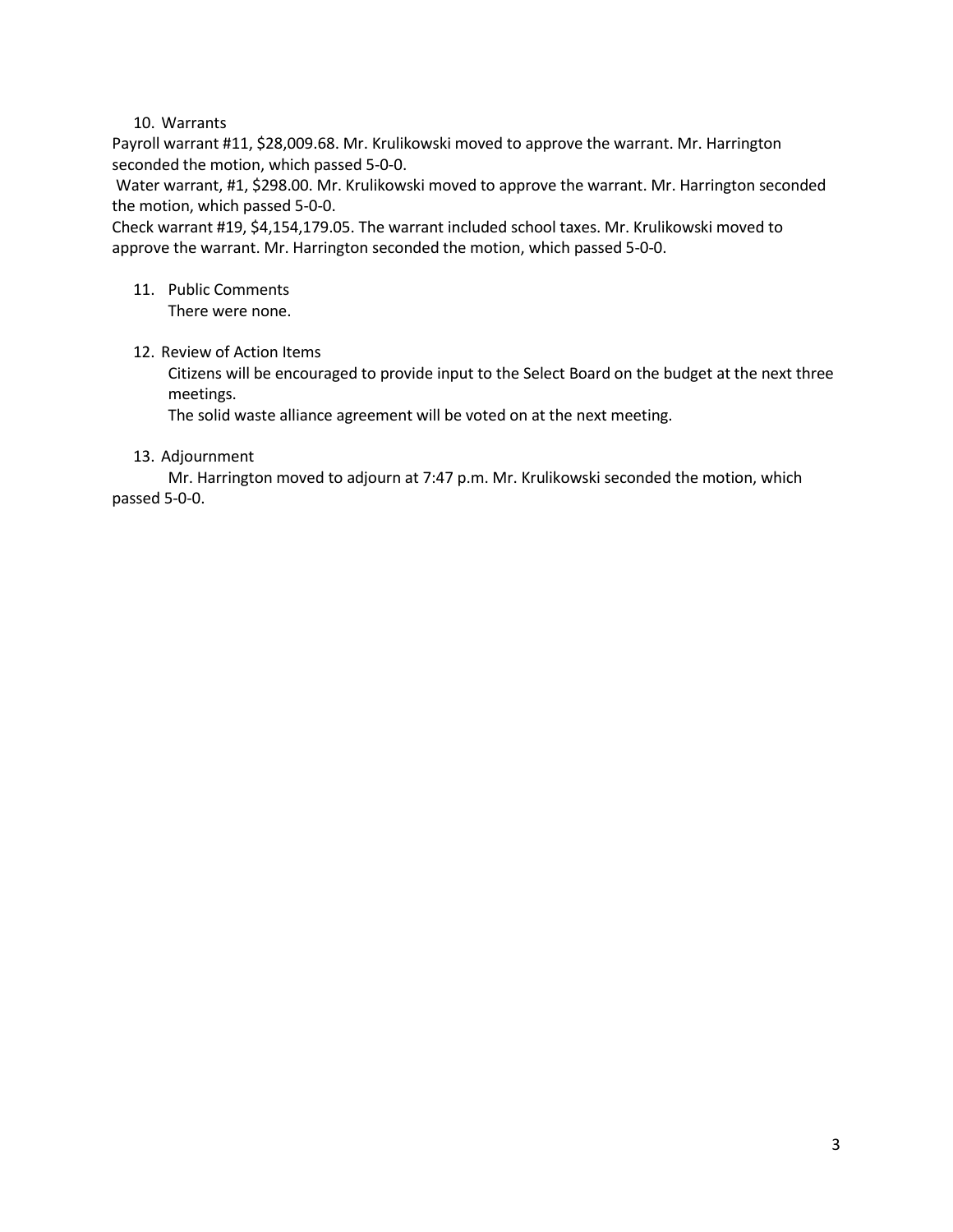10. Warrants

Payroll warrant #11, $28,009.68. Mr. Krulikowski moved to approve the warrant. Mr. Harrington seconded the motion, which passed 5-0-0.

Water warrant, #1, $298.00. Mr. Krulikowski moved to approve the warrant. Mr. Harrington seconded the motion, which passed 5-0-0.

Check warrant #19, $4,154,179.05. The warrant included school taxes. Mr. Krulikowski moved to approve the warrant. Mr. Harrington seconded the motion, which passed 5-0-0.

11. Public Comments

    There were none.

12. Review of Action Items

    Citizens will be encouraged to provide input to the Select Board on the budget at the next three meetings.

    The solid waste alliance agreement will be voted on at the next meeting.

13. Adjournment

    Mr. Harrington moved to adjourn at 7:47 p.m. Mr. Krulikowski seconded the motion, which passed 5-0-0.